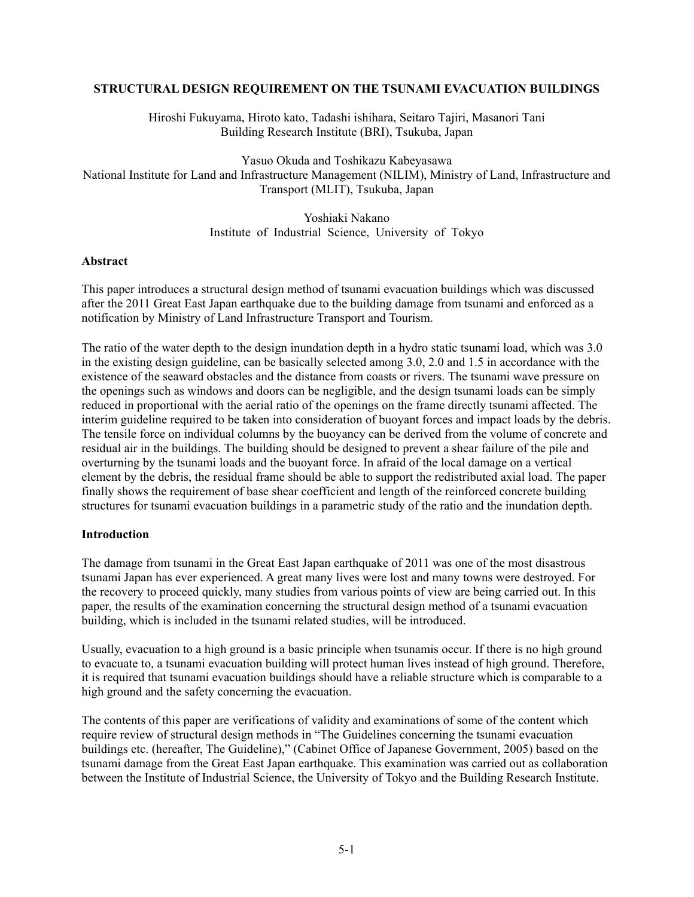# STRUCTURAL DESIGN REQUIREMENT ON THE TSUNAMI EVACUATION BUILDINGS

Hiroshi Fukuyama, Hiroto kato, Tadashi ishihara, Seitaro Tajiri, Masanori Tani
Building Research Institute (BRI), Tsukuba, Japan

Yasuo Okuda and Toshikazu Kabeyasawa
National Institute for Land and Infrastructure Management (NILIM), Ministry of Land, Infrastructure and Transport (MLIT), Tsukuba, Japan

Yoshiaki Nakano
Institute of Industrial Science, University of Tokyo

## Abstract

This paper introduces a structural design method of tsunami evacuation buildings which was discussed after the 2011 Great East Japan earthquake due to the building damage from tsunami and enforced as a notification by Ministry of Land Infrastructure Transport and Tourism.

The ratio of the water depth to the design inundation depth in a hydro static tsunami load, which was 3.0 in the existing design guideline, can be basically selected among 3.0, 2.0 and 1.5 in accordance with the existence of the seaward obstacles and the distance from coasts or rivers. The tsunami wave pressure on the openings such as windows and doors can be negligible, and the design tsunami loads can be simply reduced in proportional with the aerial ratio of the openings on the frame directly tsunami affected. The interim guideline required to be taken into consideration of buoyant forces and impact loads by the debris. The tensile force on individual columns by the buoyancy can be derived from the volume of concrete and residual air in the buildings. The building should be designed to prevent a shear failure of the pile and overturning by the tsunami loads and the buoyant force. In afraid of the local damage on a vertical element by the debris, the residual frame should be able to support the redistributed axial load. The paper finally shows the requirement of base shear coefficient and length of the reinforced concrete building structures for tsunami evacuation buildings in a parametric study of the ratio and the inundation depth.

## Introduction

The damage from tsunami in the Great East Japan earthquake of 2011 was one of the most disastrous tsunami Japan has ever experienced. A great many lives were lost and many towns were destroyed. For the recovery to proceed quickly, many studies from various points of view are being carried out. In this paper, the results of the examination concerning the structural design method of a tsunami evacuation building, which is included in the tsunami related studies, will be introduced.

Usually, evacuation to a high ground is a basic principle when tsunamis occur. If there is no high ground to evacuate to, a tsunami evacuation building will protect human lives instead of high ground. Therefore, it is required that tsunami evacuation buildings should have a reliable structure which is comparable to a high ground and the safety concerning the evacuation.

The contents of this paper are verifications of validity and examinations of some of the content which require review of structural design methods in "The Guidelines concerning the tsunami evacuation buildings etc. (hereafter, The Guideline)," (Cabinet Office of Japanese Government, 2005) based on the tsunami damage from the Great East Japan earthquake. This examination was carried out as collaboration between the Institute of Industrial Science, the University of Tokyo and the Building Research Institute.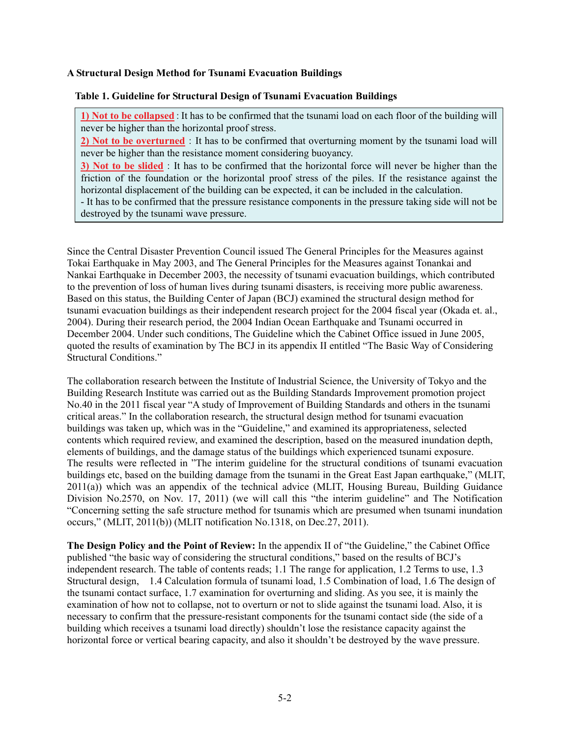**A Structural Design Method for Tsunami Evacuation Buildings**

**Table 1. Guideline for Structural Design of Tsunami Evacuation Buildings**

> **1) Not to be collapsed** : It has to be confirmed that the tsunami load on each floor of the building will never be higher than the horizontal proof stress.
> **2) Not to be overturned** : It has to be confirmed that overturning moment by the tsunami load will never be higher than the resistance moment considering buoyancy.
> **3) Not to be slided** : It has to be confirmed that the horizontal force will never be higher than the friction of the foundation or the horizontal proof stress of the piles. If the resistance against the horizontal displacement of the building can be expected, it can be included in the calculation.
> - It has to be confirmed that the pressure resistance components in the pressure taking side will not be destroyed by the tsunami wave pressure.

Since the Central Disaster Prevention Council issued The General Principles for the Measures against Tokai Earthquake in May 2003, and The General Principles for the Measures against Tonankai and Nankai Earthquake in December 2003, the necessity of tsunami evacuation buildings, which contributed to the prevention of loss of human lives during tsunami disasters, is receiving more public awareness. Based on this status, the Building Center of Japan (BCJ) examined the structural design method for tsunami evacuation buildings as their independent research project for the 2004 fiscal year (Okada et. al., 2004). During their research period, the 2004 Indian Ocean Earthquake and Tsunami occurred in December 2004. Under such conditions, The Guideline which the Cabinet Office issued in June 2005, quoted the results of examination by The BCJ in its appendix II entitled "The Basic Way of Considering Structural Conditions."

The collaboration research between the Institute of Industrial Science, the University of Tokyo and the Building Research Institute was carried out as the Building Standards Improvement promotion project No.40 in the 2011 fiscal year "A study of Improvement of Building Standards and others in the tsunami critical areas." In the collaboration research, the structural design method for tsunami evacuation buildings was taken up, which was in the "Guideline," and examined its appropriateness, selected contents which required review, and examined the description, based on the measured inundation depth, elements of buildings, and the damage status of the buildings which experienced tsunami exposure. The results were reflected in "The interim guideline for the structural conditions of tsunami evacuation buildings etc, based on the building damage from the tsunami in the Great East Japan earthquake," (MLIT, 2011(a)) which was an appendix of the technical advice (MLIT, Housing Bureau, Building Guidance Division No.2570, on Nov. 17, 2011) (we will call this "the interim guideline" and The Notification "Concerning setting the safe structure method for tsunamis which are presumed when tsunami inundation occurs," (MLIT, 2011(b)) (MLIT notification No.1318, on Dec.27, 2011).

**The Design Policy and the Point of Review:** In the appendix II of "the Guideline," the Cabinet Office published "the basic way of considering the structural conditions," based on the results of BCJ's independent research. The table of contents reads; 1.1 The range for application, 1.2 Terms to use, 1.3 Structural design, 1.4 Calculation formula of tsunami load, 1.5 Combination of load, 1.6 The design of the tsunami contact surface, 1.7 examination for overturning and sliding. As you see, it is mainly the examination of how not to collapse, not to overturn or not to slide against the tsunami load. Also, it is necessary to confirm that the pressure-resistant components for the tsunami contact side (the side of a building which receives a tsunami load directly) shouldn't lose the resistance capacity against the horizontal force or vertical bearing capacity, and also it shouldn't be destroyed by the wave pressure.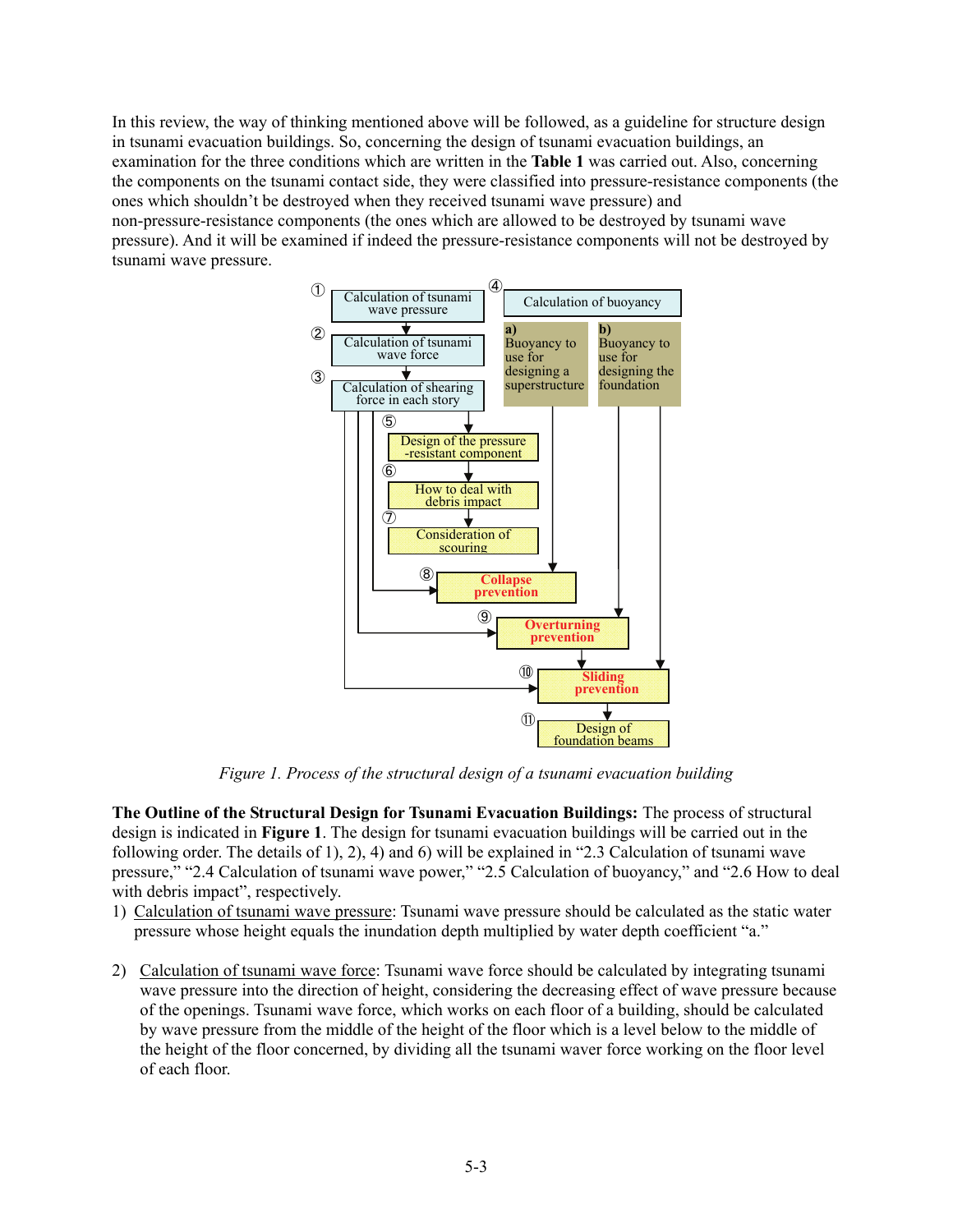In this review, the way of thinking mentioned above will be followed, as a guideline for structure design in tsunami evacuation buildings. So, concerning the design of tsunami evacuation buildings, an examination for the three conditions which are written in the **Table 1** was carried out. Also, concerning the components on the tsunami contact side, they were classified into pressure-resistance components (the ones which shouldn't be destroyed when they received tsunami wave pressure) and non-pressure-resistance components (the ones which are allowed to be destroyed by tsunami wave pressure). And it will be examined if indeed the pressure-resistance components will not be destroyed by tsunami wave pressure.

*Figure 1. Process of the structural design of a tsunami evacuation building*

**The Outline of the Structural Design for Tsunami Evacuation Buildings:** The process of structural design is indicated in **Figure 1**. The design for tsunami evacuation buildings will be carried out in the following order. The details of 1), 2), 4) and 6) will be explained in "2.3 Calculation of tsunami wave pressure," "2.4 Calculation of tsunami wave power," "2.5 Calculation of buoyancy," and "2.6 How to deal with debris impact", respectively.

1) Calculation of tsunami wave pressure: Tsunami wave pressure should be calculated as the static water pressure whose height equals the inundation depth multiplied by water depth coefficient "a."

2) Calculation of tsunami wave force: Tsunami wave force should be calculated by integrating tsunami wave pressure into the direction of height, considering the decreasing effect of wave pressure because of the openings. Tsunami wave force, which works on each floor of a building, should be calculated by wave pressure from the middle of the height of the floor which is a level below to the middle of the height of the floor concerned, by dividing all the tsunami waver force working on the floor level of each floor.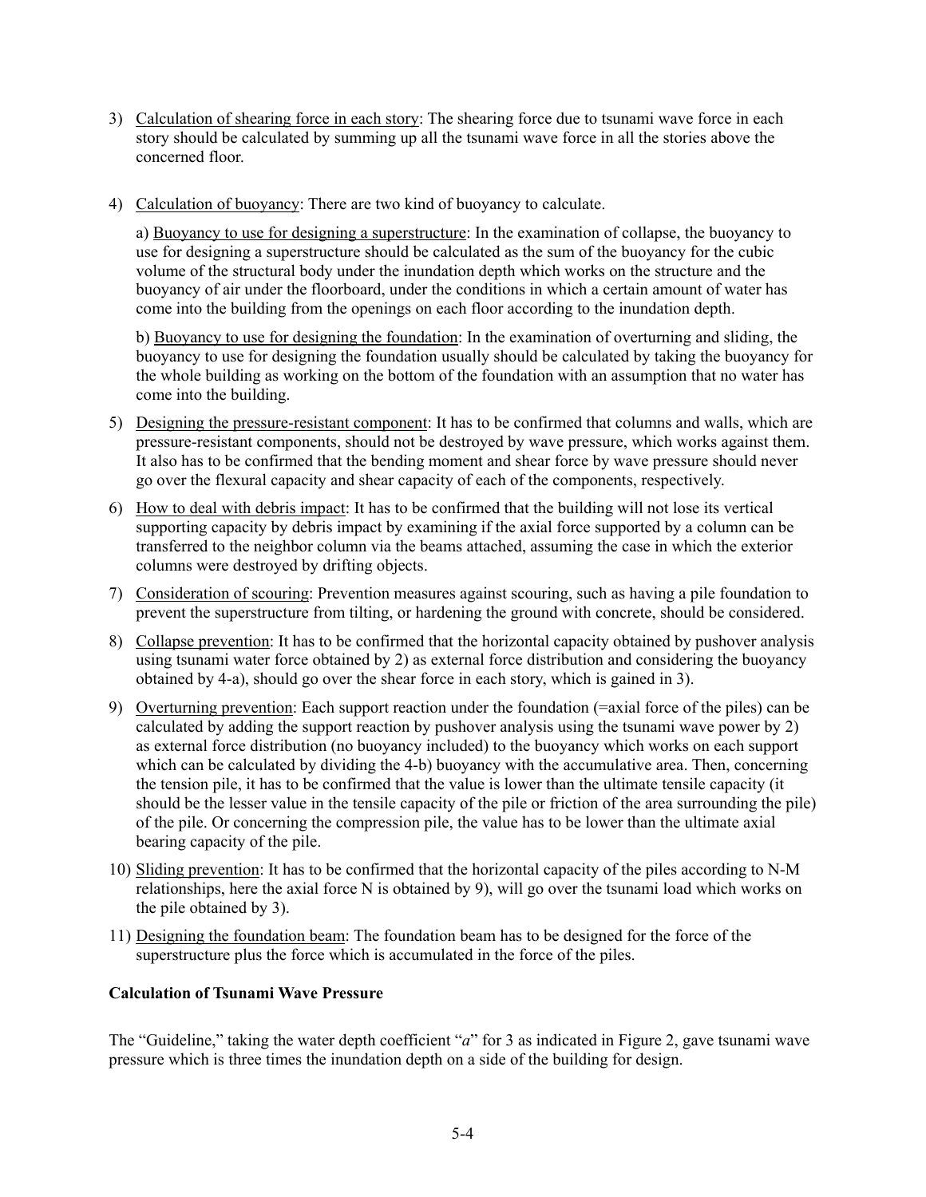3) Calculation of shearing force in each story: The shearing force due to tsunami wave force in each story should be calculated by summing up all the tsunami wave force in all the stories above the concerned floor.

4) Calculation of buoyancy: There are two kind of buoyancy to calculate.

   a) Buoyancy to use for designing a superstructure: In the examination of collapse, the buoyancy to use for designing a superstructure should be calculated as the sum of the buoyancy for the cubic volume of the structural body under the inundation depth which works on the structure and the buoyancy of air under the floorboard, under the conditions in which a certain amount of water has come into the building from the openings on each floor according to the inundation depth.

   b) Buoyancy to use for designing the foundation: In the examination of overturning and sliding, the buoyancy to use for designing the foundation usually should be calculated by taking the buoyancy for the whole building as working on the bottom of the foundation with an assumption that no water has come into the building.

5) Designing the pressure-resistant component: It has to be confirmed that columns and walls, which are pressure-resistant components, should not be destroyed by wave pressure, which works against them. It also has to be confirmed that the bending moment and shear force by wave pressure should never go over the flexural capacity and shear capacity of each of the components, respectively.

6) How to deal with debris impact: It has to be confirmed that the building will not lose its vertical supporting capacity by debris impact by examining if the axial force supported by a column can be transferred to the neighbor column via the beams attached, assuming the case in which the exterior columns were destroyed by drifting objects.

7) Consideration of scouring: Prevention measures against scouring, such as having a pile foundation to prevent the superstructure from tilting, or hardening the ground with concrete, should be considered.

8) Collapse prevention: It has to be confirmed that the horizontal capacity obtained by pushover analysis using tsunami water force obtained by 2) as external force distribution and considering the buoyancy obtained by 4-a), should go over the shear force in each story, which is gained in 3).

9) Overturning prevention: Each support reaction under the foundation (=axial force of the piles) can be calculated by adding the support reaction by pushover analysis using the tsunami wave power by 2) as external force distribution (no buoyancy included) to the buoyancy which works on each support which can be calculated by dividing the 4-b) buoyancy with the accumulative area. Then, concerning the tension pile, it has to be confirmed that the value is lower than the ultimate tensile capacity (it should be the lesser value in the tensile capacity of the pile or friction of the area surrounding the pile) of the pile. Or concerning the compression pile, the value has to be lower than the ultimate axial bearing capacity of the pile.

10) Sliding prevention: It has to be confirmed that the horizontal capacity of the piles according to N-M relationships, here the axial force N is obtained by 9), will go over the tsunami load which works on the pile obtained by 3).

11) Designing the foundation beam: The foundation beam has to be designed for the force of the superstructure plus the force which is accumulated in the force of the piles.

**Calculation of Tsunami Wave Pressure**

The "Guideline," taking the water depth coefficient "$a$" for 3 as indicated in Figure 2, gave tsunami wave pressure which is three times the inundation depth on a side of the building for design.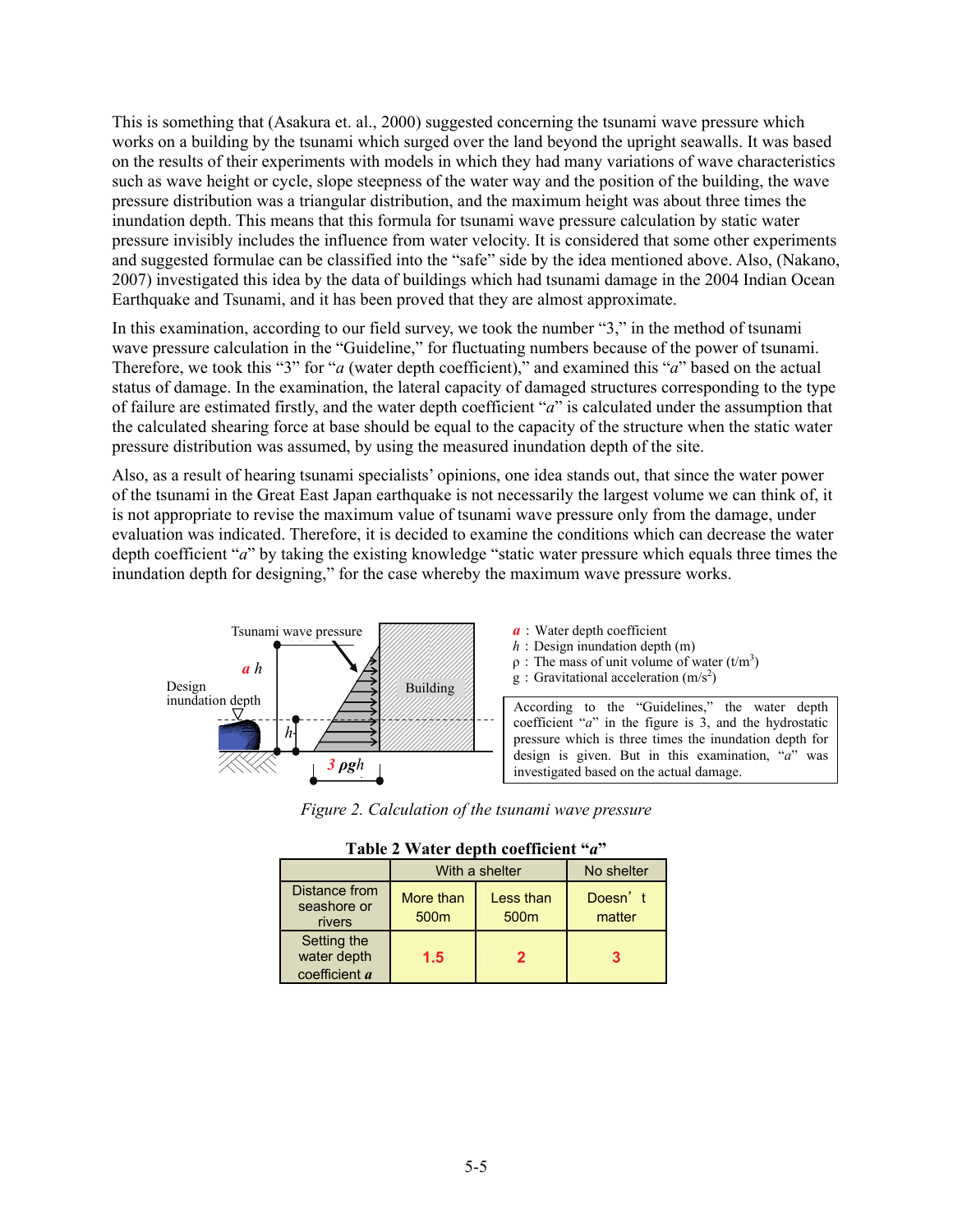This is something that (Asakura et. al., 2000) suggested concerning the tsunami wave pressure which works on a building by the tsunami which surged over the land beyond the upright seawalls. It was based on the results of their experiments with models in which they had many variations of wave characteristics such as wave height or cycle, slope steepness of the water way and the position of the building, the wave pressure distribution was a triangular distribution, and the maximum height was about three times the inundation depth. This means that this formula for tsunami wave pressure calculation by static water pressure invisibly includes the influence from water velocity. It is considered that some other experiments and suggested formulae can be classified into the "safe" side by the idea mentioned above. Also, (Nakano, 2007) investigated this idea by the data of buildings which had tsunami damage in the 2004 Indian Ocean Earthquake and Tsunami, and it has been proved that they are almost approximate.

In this examination, according to our field survey, we took the number "3," in the method of tsunami wave pressure calculation in the "Guideline," for fluctuating numbers because of the power of tsunami. Therefore, we took this "3" for "*a* (water depth coefficient)," and examined this "*a*" based on the actual status of damage. In the examination, the lateral capacity of damaged structures corresponding to the type of failure are estimated firstly, and the water depth coefficient "*a*" is calculated under the assumption that the calculated shearing force at base should be equal to the capacity of the structure when the static water pressure distribution was assumed, by using the measured inundation depth of the site.

Also, as a result of hearing tsunami specialists' opinions, one idea stands out, that since the water power of the tsunami in the Great East Japan earthquake is not necessarily the largest volume we can think of, it is not appropriate to revise the maximum value of tsunami wave pressure only from the damage, under evaluation was indicated. Therefore, it is decided to examine the conditions which can decrease the water depth coefficient "*a*" by taking the existing knowledge "static water pressure which equals three times the inundation depth for designing," for the case whereby the maximum wave pressure works.

Tsunami wave pressure

$a\,h$

Design inundation depth

$h$

Building

$3\,\rho g h$

$a$ : Water depth coefficient
$h$ : Design inundation depth (m)
$\rho$ : The mass of unit volume of water (t/m$^3$)
g : Gravitational acceleration (m/s$^2$)

According to the "Guidelines," the water depth coefficient "*a*" in the figure is 3, and the hydrostatic pressure which is three times the inundation depth for design is given. But in this examination, "*a*" was investigated based on the actual damage.

*Figure 2. Calculation of the tsunami wave pressure*

**Table 2 Water depth coefficient "*a*"**

| | With a shelter | | No shelter |
|---|---|---|---|
| Distance from seashore or rivers | More than 500m | Less than 500m | Doesn't matter |
| Setting the water depth coefficient *a* | 1.5 | 2 | 3 |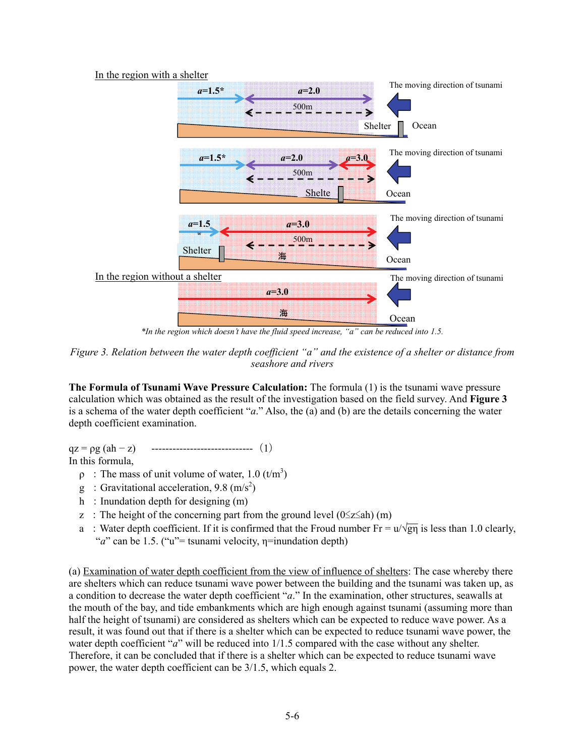In the region with a shelter

*a*=1.5* *a*=2.0 500m The moving direction of tsunami Shelter Ocean

*a*=1.5* *a*=2.0 *a*=3.0 500m The moving direction of tsunami Shelte Ocean

*a*=1.5* *a*=3.0 500m The moving direction of tsunami Shelter 海 Ocean

In the region without a shelter

*a*=3.0 The moving direction of tsunami 海 Ocean

*In the region which doesn't have the fluid speed increase, "a" can be reduced into 1.5.*

*Figure 3. Relation between the water depth coefficient "a" and the existence of a shelter or distance from seashore and rivers*

**The Formula of Tsunami Wave Pressure Calculation:** The formula (1) is the tsunami wave pressure calculation which was obtained as the result of the investigation based on the field survey. And **Figure 3** is a schema of the water depth coefficient "*a*." Also, the (a) and (b) are the details concerning the water depth coefficient examination.

$qz = \rho g (ah - z)$ ----------------------------- (1)

In this formula,

- $\rho$ : The mass of unit volume of water, 1.0 ($t/m^3$)
- $g$ : Gravitational acceleration, 9.8 ($m/s^2$)
- $h$ : Inundation depth for designing (m)
- $z$ : The height of the concerning part from the ground level ($0 \leq z \leq ah$) (m)
- $a$ : Water depth coefficient. If it is confirmed that the Froud number $Fr = u/\sqrt{g\eta}$ is less than 1.0 clearly, "*a*" can be 1.5. ("u"= tsunami velocity, $\eta$=inundation depth)

(a) Examination of water depth coefficient from the view of influence of shelters: The case whereby there are shelters which can reduce tsunami wave power between the building and the tsunami was taken up, as a condition to decrease the water depth coefficient "*a*." In the examination, other structures, seawalls at the mouth of the bay, and tide embankments which are high enough against tsunami (assuming more than half the height of tsunami) are considered as shelters which can be expected to reduce wave power. As a result, it was found out that if there is a shelter which can be expected to reduce tsunami wave power, the water depth coefficient "*a*" will be reduced into 1/1.5 compared with the case without any shelter. Therefore, it can be concluded that if there is a shelter which can be expected to reduce tsunami wave power, the water depth coefficient can be 3/1.5, which equals 2.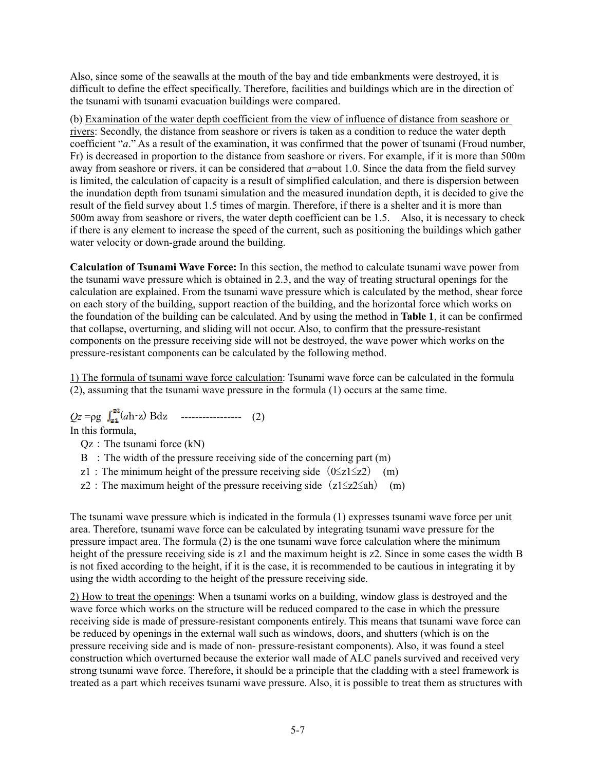Also, since some of the seawalls at the mouth of the bay and tide embankments were destroyed, it is difficult to define the effect specifically. Therefore, facilities and buildings which are in the direction of the tsunami with tsunami evacuation buildings were compared.

(b) Examination of the water depth coefficient from the view of influence of distance from seashore or rivers: Secondly, the distance from seashore or rivers is taken as a condition to reduce the water depth coefficient “*a*.” As a result of the examination, it was confirmed that the power of tsunami (Froude number, Fr) is decreased in proportion to the distance from seashore or rivers. For example, if it is more than 500m away from seashore or rivers, it can be considered that $a$=about 1.0. Since the data from the field survey is limited, the calculation of capacity is a result of simplified calculation, and there is dispersion between the inundation depth from tsunami simulation and the measured inundation depth, it is decided to give the result of the field survey about 1.5 times of margin. Therefore, if there is a shelter and it is more than 500m away from seashore or rivers, the water depth coefficient can be 1.5. Also, it is necessary to check if there is any element to increase the speed of the current, such as positioning the buildings which gather water velocity or down-grade around the building.

**Calculation of Tsunami Wave Force:** In this section, the method to calculate tsunami wave power from the tsunami wave pressure which is obtained in 2.3, and the way of treating structural openings for the calculation are explained. From the tsunami wave pressure which is calculated by the method, shear force on each story of the building, support reaction of the building, and the horizontal force which works on the foundation of the building can be calculated. And by using the method in **Table 1**, it can be confirmed that collapse, overturning, and sliding will not occur. Also, to confirm that the pressure-resistant components on the pressure receiving side will not be destroyed, the wave power which works on the pressure-resistant components can be calculated by the following method.

1) The formula of tsunami wave force calculation: Tsunami wave force can be calculated in the formula (2), assuming that the tsunami wave pressure in the formula (1) occurs at the same time.

$$Q_z = \rho g \int_{z_1}^{z_2} (ah - z)\, B\, dz \quad \text{-----------------} \quad (2)$$

In this formula,

- $Q_z$ : The tsunami force (kN)
- $B$ : The width of the pressure receiving side of the concerning part (m)
- $z_1$ : The minimum height of the pressure receiving side ($0 \le z_1 \le z_2$) (m)
- $z_2$ : The maximum height of the pressure receiving side ($z_1 \le z_2 \le ah$) (m)

The tsunami wave pressure which is indicated in the formula (1) expresses tsunami wave force per unit area. Therefore, tsunami wave force can be calculated by integrating tsunami wave pressure for the pressure impact area. The formula (2) is the one tsunami wave force calculation where the minimum height of the pressure receiving side is $z_1$ and the maximum height is $z_2$. Since in some cases the width B is not fixed according to the height, if it is the case, it is recommended to be cautious in integrating it by using the width according to the height of the pressure receiving side.

2) How to treat the openings: When a tsunami works on a building, window glass is destroyed and the wave force which works on the structure will be reduced compared to the case in which the pressure receiving side is made of pressure-resistant components entirely. This means that tsunami wave force can be reduced by openings in the external wall such as windows, doors, and shutters (which is on the pressure receiving side and is made of non- pressure-resistant components). Also, it was found a steel construction which overturned because the exterior wall made of ALC panels survived and received very strong tsunami wave force. Therefore, it should be a principle that the cladding with a steel framework is treated as a part which receives tsunami wave pressure. Also, it is possible to treat them as structures with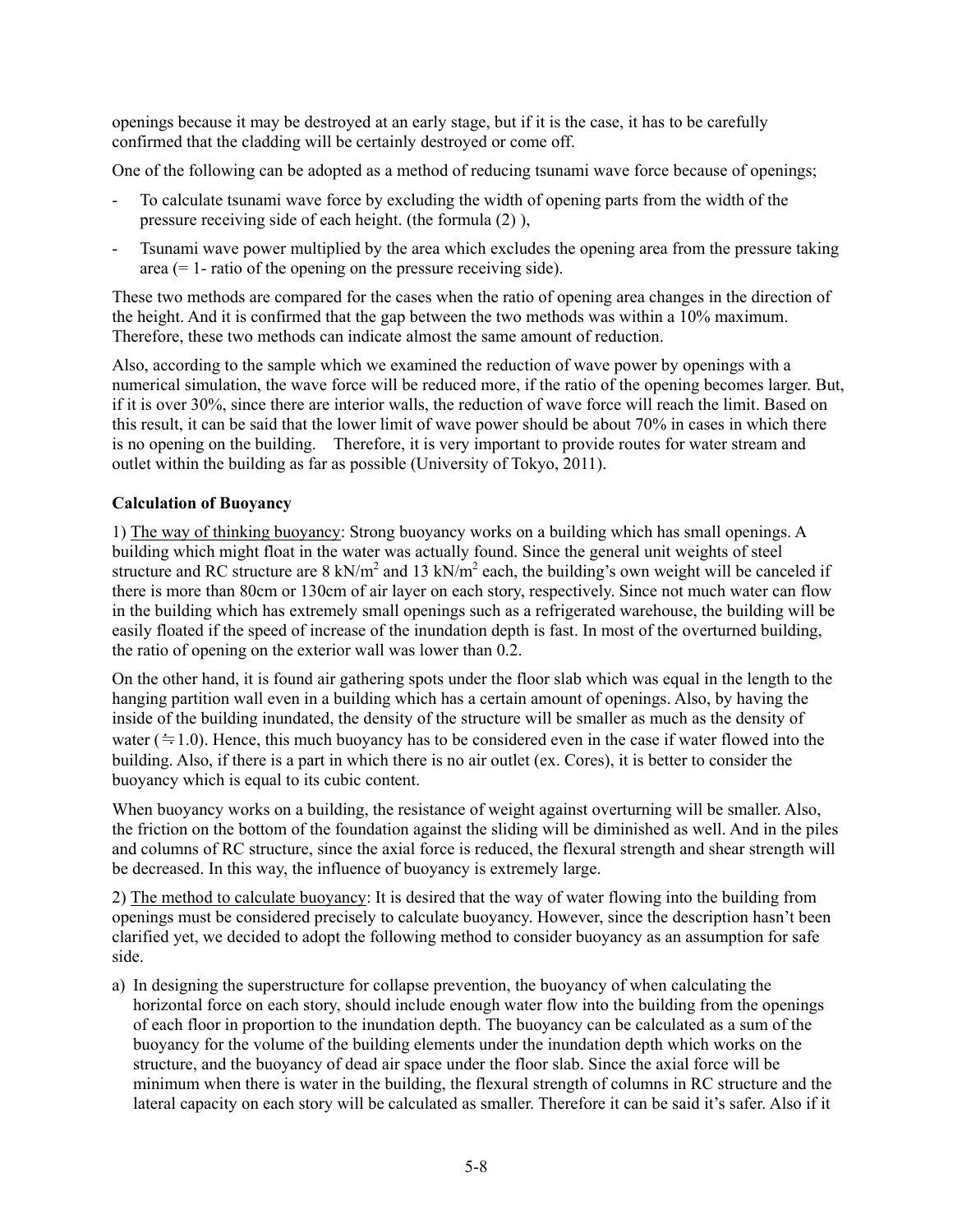openings because it may be destroyed at an early stage, but if it is the case, it has to be carefully confirmed that the cladding will be certainly destroyed or come off.

One of the following can be adopted as a method of reducing tsunami wave force because of openings;

- To calculate tsunami wave force by excluding the width of opening parts from the width of the pressure receiving side of each height. (the formula (2) ),
- Tsunami wave power multiplied by the area which excludes the opening area from the pressure taking area (= 1- ratio of the opening on the pressure receiving side).

These two methods are compared for the cases when the ratio of opening area changes in the direction of the height. And it is confirmed that the gap between the two methods was within a 10% maximum. Therefore, these two methods can indicate almost the same amount of reduction.

Also, according to the sample which we examined the reduction of wave power by openings with a numerical simulation, the wave force will be reduced more, if the ratio of the opening becomes larger. But, if it is over 30%, since there are interior walls, the reduction of wave force will reach the limit. Based on this result, it can be said that the lower limit of wave power should be about 70% in cases in which there is no opening on the building. Therefore, it is very important to provide routes for water stream and outlet within the building as far as possible (University of Tokyo, 2011).

**Calculation of Buoyancy**

1) The way of thinking buoyancy: Strong buoyancy works on a building which has small openings. A building which might float in the water was actually found. Since the general unit weights of steel structure and RC structure are 8 kN/m$^2$ and 13 kN/m$^2$ each, the building's own weight will be canceled if there is more than 80cm or 130cm of air layer on each story, respectively. Since not much water can flow in the building which has extremely small openings such as a refrigerated warehouse, the building will be easily floated if the speed of increase of the inundation depth is fast. In most of the overturned building, the ratio of opening on the exterior wall was lower than 0.2.

On the other hand, it is found air gathering spots under the floor slab which was equal in the length to the hanging partition wall even in a building which has a certain amount of openings. Also, by having the inside of the building inundated, the density of the structure will be smaller as much as the density of water (≒1.0). Hence, this much buoyancy has to be considered even in the case if water flowed into the building. Also, if there is a part in which there is no air outlet (ex. Cores), it is better to consider the buoyancy which is equal to its cubic content.

When buoyancy works on a building, the resistance of weight against overturning will be smaller. Also, the friction on the bottom of the foundation against the sliding will be diminished as well. And in the piles and columns of RC structure, since the axial force is reduced, the flexural strength and shear strength will be decreased. In this way, the influence of buoyancy is extremely large.

2) The method to calculate buoyancy: It is desired that the way of water flowing into the building from openings must be considered precisely to calculate buoyancy. However, since the description hasn't been clarified yet, we decided to adopt the following method to consider buoyancy as an assumption for safe side.

a) In designing the superstructure for collapse prevention, the buoyancy of when calculating the horizontal force on each story, should include enough water flow into the building from the openings of each floor in proportion to the inundation depth. The buoyancy can be calculated as a sum of the buoyancy for the volume of the building elements under the inundation depth which works on the structure, and the buoyancy of dead air space under the floor slab. Since the axial force will be minimum when there is water in the building, the flexural strength of columns in RC structure and the lateral capacity on each story will be calculated as smaller. Therefore it can be said it's safer. Also if it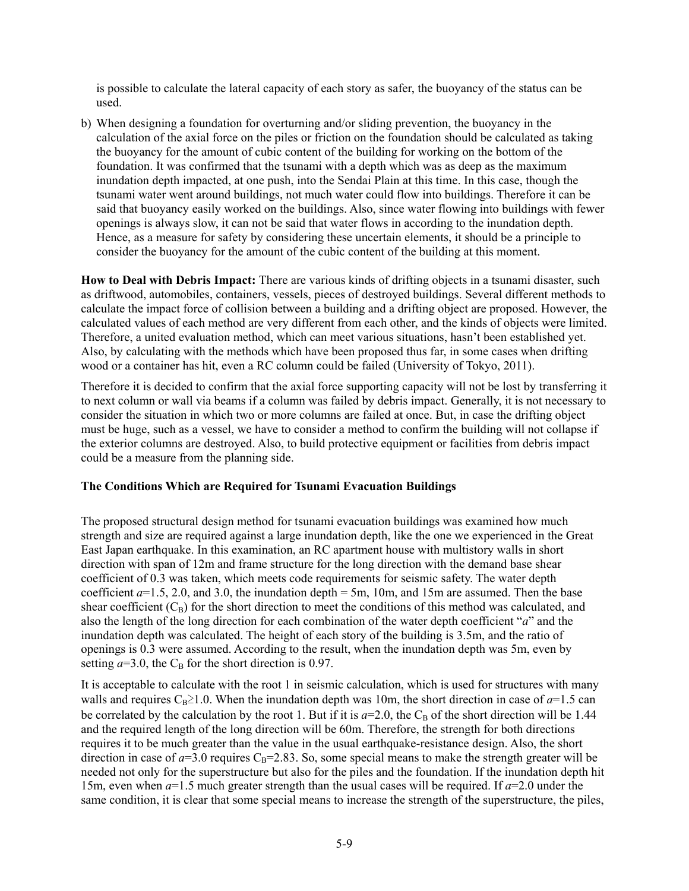is possible to calculate the lateral capacity of each story as safer, the buoyancy of the status can be used.

b) When designing a foundation for overturning and/or sliding prevention, the buoyancy in the calculation of the axial force on the piles or friction on the foundation should be calculated as taking the buoyancy for the amount of cubic content of the building for working on the bottom of the foundation. It was confirmed that the tsunami with a depth which was as deep as the maximum inundation depth impacted, at one push, into the Sendai Plain at this time. In this case, though the tsunami water went around buildings, not much water could flow into buildings. Therefore it can be said that buoyancy easily worked on the buildings. Also, since water flowing into buildings with fewer openings is always slow, it can not be said that water flows in according to the inundation depth. Hence, as a measure for safety by considering these uncertain elements, it should be a principle to consider the buoyancy for the amount of the cubic content of the building at this moment.

**How to Deal with Debris Impact:** There are various kinds of drifting objects in a tsunami disaster, such as driftwood, automobiles, containers, vessels, pieces of destroyed buildings. Several different methods to calculate the impact force of collision between a building and a drifting object are proposed. However, the calculated values of each method are very different from each other, and the kinds of objects were limited. Therefore, a united evaluation method, which can meet various situations, hasn't been established yet. Also, by calculating with the methods which have been proposed thus far, in some cases when drifting wood or a container has hit, even a RC column could be failed (University of Tokyo, 2011).

Therefore it is decided to confirm that the axial force supporting capacity will not be lost by transferring it to next column or wall via beams if a column was failed by debris impact. Generally, it is not necessary to consider the situation in which two or more columns are failed at once. But, in case the drifting object must be huge, such as a vessel, we have to consider a method to confirm the building will not collapse if the exterior columns are destroyed. Also, to build protective equipment or facilities from debris impact could be a measure from the planning side.

**The Conditions Which are Required for Tsunami Evacuation Buildings**

The proposed structural design method for tsunami evacuation buildings was examined how much strength and size are required against a large inundation depth, like the one we experienced in the Great East Japan earthquake. In this examination, an RC apartment house with multistory walls in short direction with span of 12m and frame structure for the long direction with the demand base shear coefficient of 0.3 was taken, which meets code requirements for seismic safety. The water depth coefficient $a$=1.5, 2.0, and 3.0, the inundation depth = 5m, 10m, and 15m are assumed. Then the base shear coefficient ($C_B$) for the short direction to meet the conditions of this method was calculated, and also the length of the long direction for each combination of the water depth coefficient "$a$" and the inundation depth was calculated. The height of each story of the building is 3.5m, and the ratio of openings is 0.3 were assumed. According to the result, when the inundation depth was 5m, even by setting $a$=3.0, the $C_B$ for the short direction is 0.97.

It is acceptable to calculate with the root 1 in seismic calculation, which is used for structures with many walls and requires $C_B \geq 1.0$. When the inundation depth was 10m, the short direction in case of $a$=1.5 can be correlated by the calculation by the root 1. But if it is $a$=2.0, the $C_B$ of the short direction will be 1.44 and the required length of the long direction will be 60m. Therefore, the strength for both directions requires it to be much greater than the value in the usual earthquake-resistance design. Also, the short direction in case of $a$=3.0 requires $C_B$=2.83. So, some special means to make the strength greater will be needed not only for the superstructure but also for the piles and the foundation. If the inundation depth hit 15m, even when $a$=1.5 much greater strength than the usual cases will be required. If $a$=2.0 under the same condition, it is clear that some special means to increase the strength of the superstructure, the piles,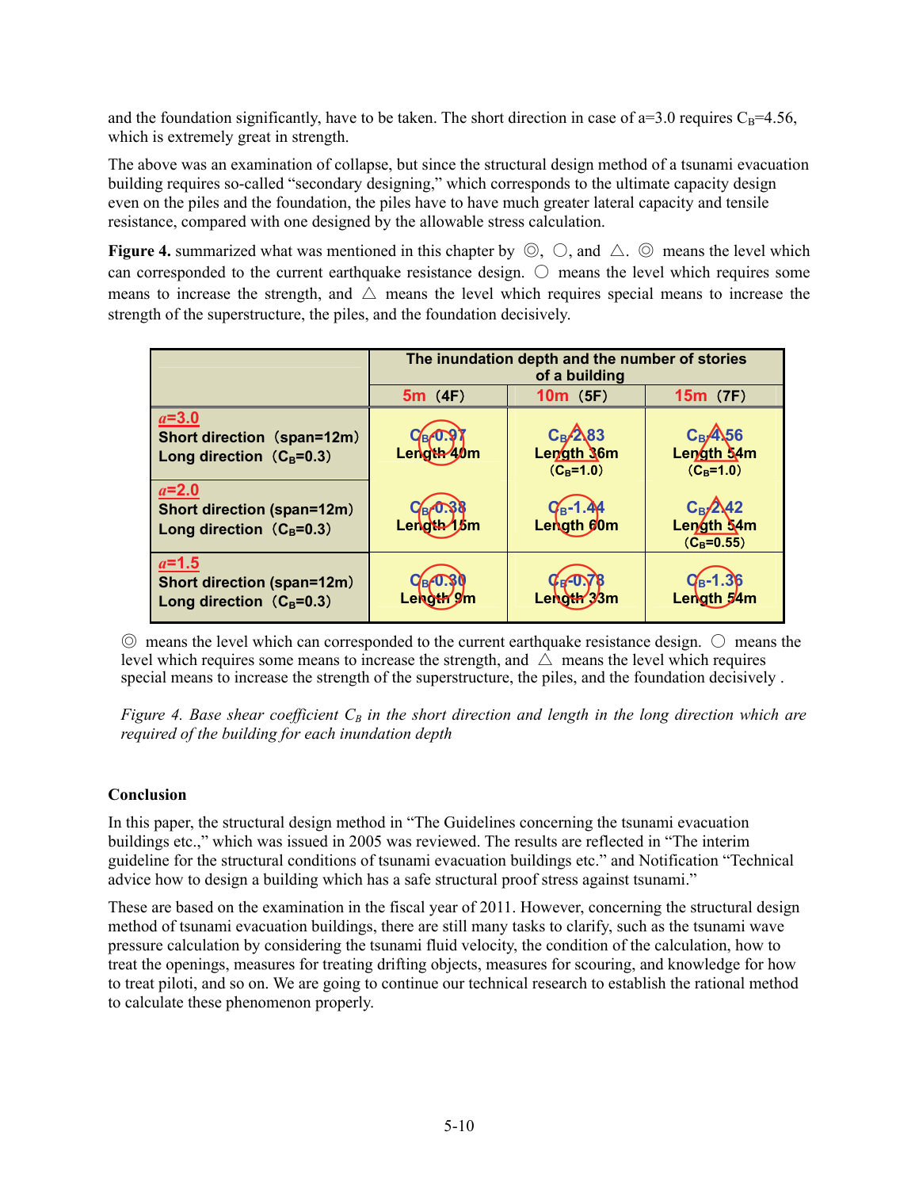and the foundation significantly, have to be taken. The short direction in case of a=3.0 requires $C_B$=4.56, which is extremely great in strength.

The above was an examination of collapse, but since the structural design method of a tsunami evacuation building requires so-called “secondary designing,” which corresponds to the ultimate capacity design even on the piles and the foundation, the piles have to have much greater lateral capacity and tensile resistance, compared with one designed by the allowable stress calculation.

**Figure 4.** summarized what was mentioned in this chapter by ◎, ○, and △. ◎ means the level which can corresponded to the current earthquake resistance design. ○ means the level which requires some means to increase the strength, and △ means the level which requires special means to increase the strength of the superstructure, the piles, and the foundation decisively.

| | The inundation depth and the number of stories of a building | | |
|---|---|---|---|
| | 5m (4F) | 10m (5F) | 15m (7F) |
| *a*=3.0<br>Short direction (span=12m)<br>Long direction ($C_B$=0.3) | ○ $C_B$-0.97<br>Length 40m | △ $C_B$-2.83<br>Length 36m<br>($C_B$=1.0) | △ $C_B$-4.56<br>Length 54m<br>($C_B$=1.0) |
| *a*=2.0<br>Short direction (span=12m)<br>Long direction ($C_B$=0.3) | ○ $C_B$-0.38<br>Length 15m | ○ $C_B$-1.44<br>Length 60m | △ $C_B$-2.42<br>Length 54m<br>($C_B$=0.55) |
| *a*=1.5<br>Short direction (span=12m)<br>Long direction ($C_B$=0.3) | ○ $C_B$-0.30<br>Length 9m | ○ $C_B$-0.78<br>Length 33m | ○ $C_B$-1.36<br>Length 54m |

◎ means the level which can corresponded to the current earthquake resistance design. ○ means the level which requires some means to increase the strength, and △ means the level which requires special means to increase the strength of the superstructure, the piles, and the foundation decisively .

*Figure 4. Base shear coefficient $C_B$ in the short direction and length in the long direction which are required of the building for each inundation depth*

## Conclusion

In this paper, the structural design method in “The Guidelines concerning the tsunami evacuation buildings etc.,” which was issued in 2005 was reviewed. The results are reflected in “The interim guideline for the structural conditions of tsunami evacuation buildings etc.” and Notification “Technical advice how to design a building which has a safe structural proof stress against tsunami.”

These are based on the examination in the fiscal year of 2011. However, concerning the structural design method of tsunami evacuation buildings, there are still many tasks to clarify, such as the tsunami wave pressure calculation by considering the tsunami fluid velocity, the condition of the calculation, how to treat the openings, measures for treating drifting objects, measures for scouring, and knowledge for how to treat piloti, and so on. We are going to continue our technical research to establish the rational method to calculate these phenomenon properly.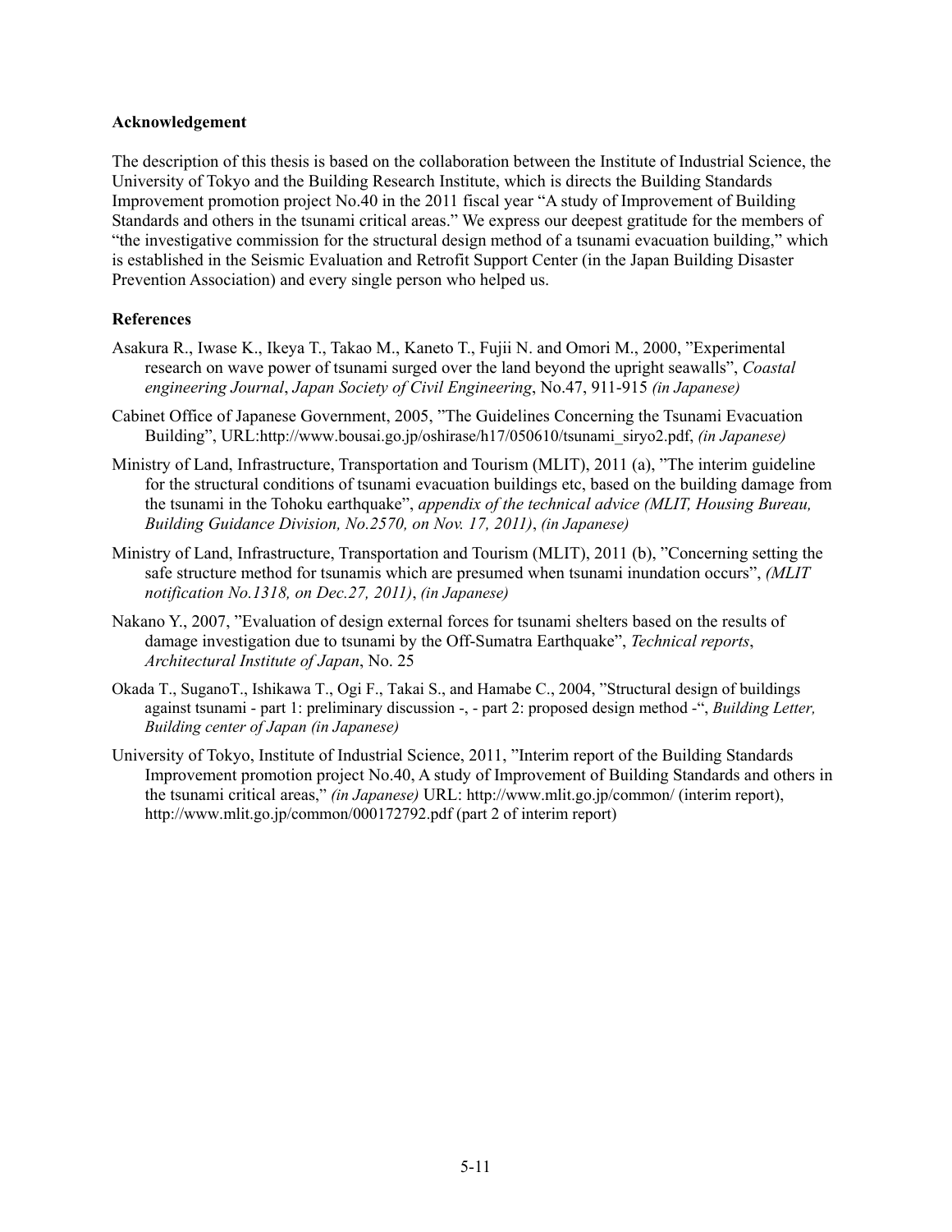### Acknowledgement

The description of this thesis is based on the collaboration between the Institute of Industrial Science, the University of Tokyo and the Building Research Institute, which is directs the Building Standards Improvement promotion project No.40 in the 2011 fiscal year "A study of Improvement of Building Standards and others in the tsunami critical areas." We express our deepest gratitude for the members of "the investigative commission for the structural design method of a tsunami evacuation building," which is established in the Seismic Evaluation and Retrofit Support Center (in the Japan Building Disaster Prevention Association) and every single person who helped us.

### References

Asakura R., Iwase K., Ikeya T., Takao M., Kaneto T., Fujii N. and Omori M., 2000, "Experimental research on wave power of tsunami surged over the land beyond the upright seawalls", *Coastal engineering Journal*, *Japan Society of Civil Engineering*, No.47, 911-915 *(in Japanese)*

Cabinet Office of Japanese Government, 2005, "The Guidelines Concerning the Tsunami Evacuation Building", URL:http://www.bousai.go.jp/oshirase/h17/050610/tsunami_siryo2.pdf, *(in Japanese)*

Ministry of Land, Infrastructure, Transportation and Tourism (MLIT), 2011 (a), "The interim guideline for the structural conditions of tsunami evacuation buildings etc, based on the building damage from the tsunami in the Tohoku earthquake", *appendix of the technical advice (MLIT, Housing Bureau, Building Guidance Division, No.2570, on Nov. 17, 2011)*, *(in Japanese)*

Ministry of Land, Infrastructure, Transportation and Tourism (MLIT), 2011 (b), "Concerning setting the safe structure method for tsunamis which are presumed when tsunami inundation occurs", *(MLIT notification No.1318, on Dec.27, 2011)*, *(in Japanese)*

Nakano Y., 2007, "Evaluation of design external forces for tsunami shelters based on the results of damage investigation due to tsunami by the Off-Sumatra Earthquake", *Technical reports*, *Architectural Institute of Japan*, No. 25

Okada T., SuganoT., Ishikawa T., Ogi F., Takai S., and Hamabe C., 2004, "Structural design of buildings against tsunami - part 1: preliminary discussion -, - part 2: proposed design method -", *Building Letter, Building center of Japan (in Japanese)*

University of Tokyo, Institute of Industrial Science, 2011, "Interim report of the Building Standards Improvement promotion project No.40, A study of Improvement of Building Standards and others in the tsunami critical areas," *(in Japanese)* URL: http://www.mlit.go.jp/common/ (interim report), http://www.mlit.go.jp/common/000172792.pdf (part 2 of interim report)